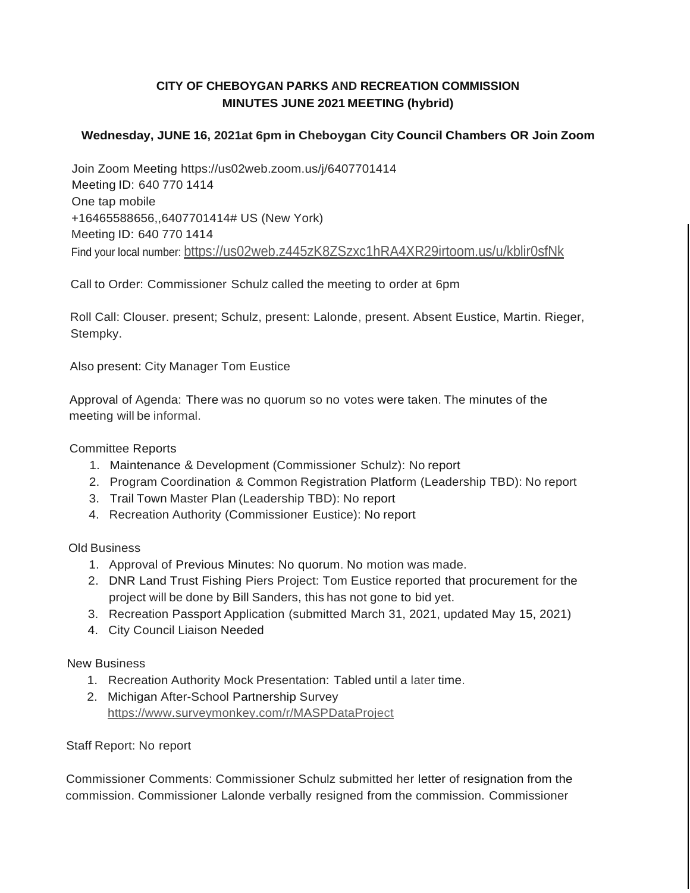**CITY OF CHEBOYGAN PARKS AND RECREATION COMMISSION**
**MINUTES JUNE 2021 MEETING (hybrid)**

**Wednesday, JUNE 16, 2021at 6pm in Cheboygan City Council Chambers OR Join Zoom**

Join Zoom Meeting https://us02web.zoom.us/j/6407701414
Meeting ID: 640 770 1414
One tap mobile
+16465588656,,6407701414# US (New York)
Meeting ID: 640 770 1414
Find your local number: https://us02web.z445zK8ZSzxc1hRA4XR29irtoom.us/u/kblir0sfNk

Call to Order: Commissioner Schulz called the meeting to order at 6pm

Roll Call: Clouser. present; Schulz, present: Lalonde, present. Absent Eustice, Martin. Rieger, Stempky.

Also present: City Manager Tom Eustice

Approval of Agenda: There was no quorum so no votes were taken. The minutes of the meeting will be informal.

Committee Reports

1. Maintenance & Development (Commissioner Schulz): No report
2. Program Coordination & Common Registration Platform (Leadership TBD): No report
3. Trail Town Master Plan (Leadership TBD): No report
4. Recreation Authority (Commissioner Eustice): No report

Old Business

1. Approval of Previous Minutes: No quorum. No motion was made.
2. DNR Land Trust Fishing Piers Project: Tom Eustice reported that procurement for the project will be done by Bill Sanders, this has not gone to bid yet.
3. Recreation Passport Application (submitted March 31, 2021, updated May 15, 2021)
4. City Council Liaison Needed

New Business

1. Recreation Authority Mock Presentation: Tabled until a later time.
2. Michigan After-School Partnership Survey
   https://www.surveymonkey.com/r/MASPDataProject

Staff Report: No report

Commissioner Comments: Commissioner Schulz submitted her letter of resignation from the commission. Commissioner Lalonde verbally resigned from the commission. Commissioner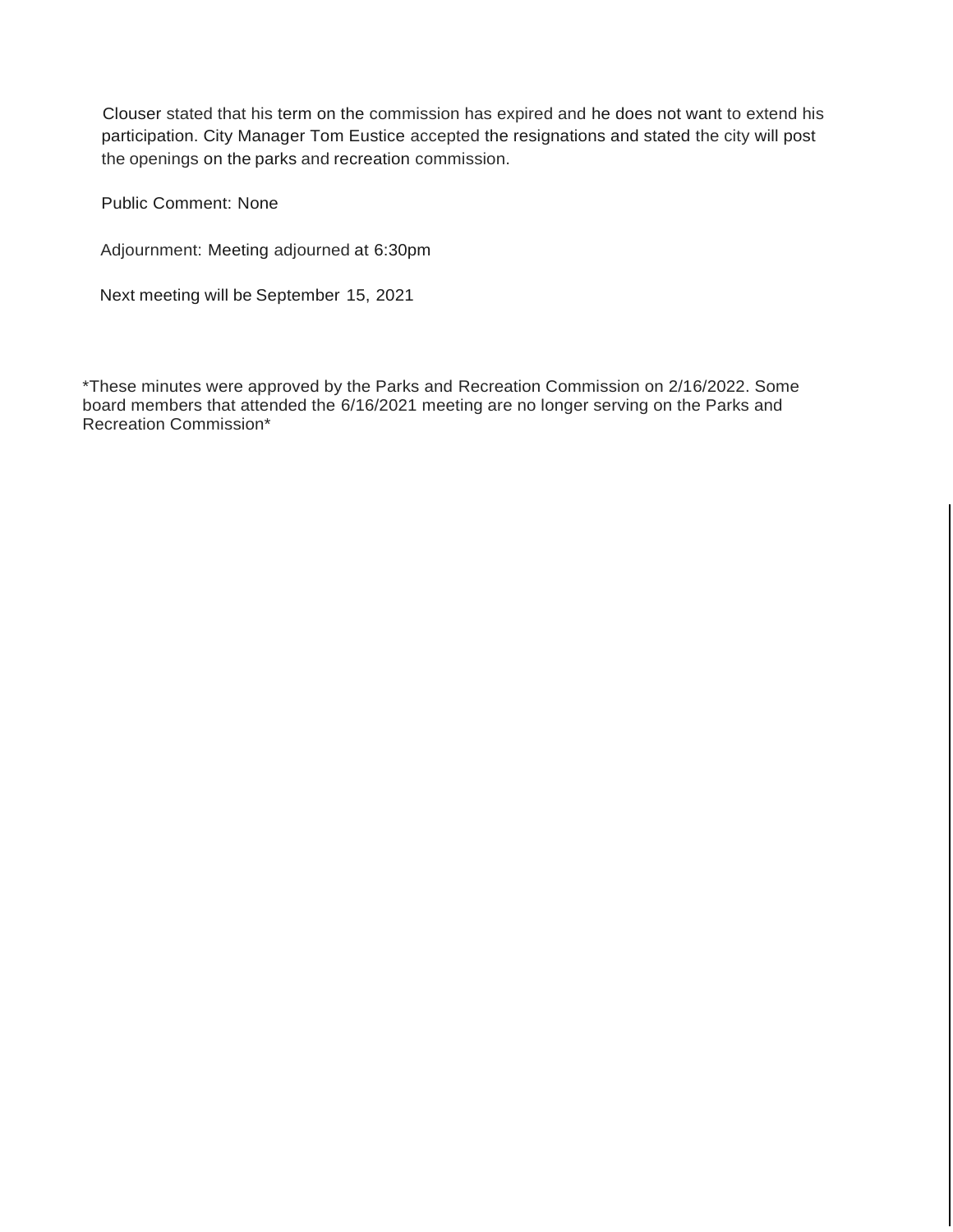Clouser stated that his term on the commission has expired and he does not want to extend his participation. City Manager Tom Eustice accepted the resignations and stated the city will post the openings on the parks and recreation commission.

Public Comment: None

Adjournment: Meeting adjourned at 6:30pm

Next meeting will be September 15, 2021

*These minutes were approved by the Parks and Recreation Commission on 2/16/2022. Some board members that attended the 6/16/2021 meeting are no longer serving on the Parks and Recreation Commission*